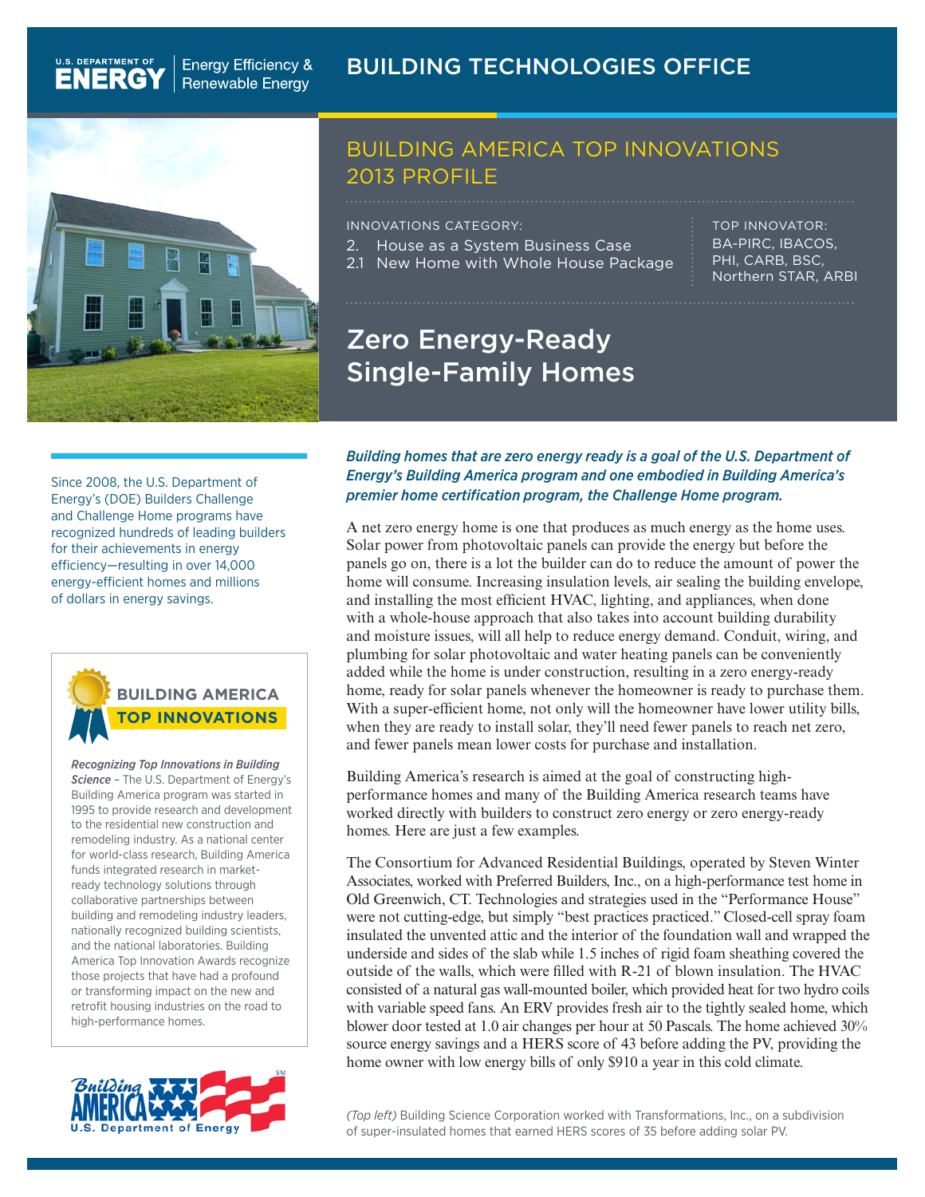U.S. DEPARTMENT OF ENERGY | Energy Efficiency & Renewable Energy

BUILDING TECHNOLOGIES OFFICE

## BUILDING AMERICA TOP INNOVATIONS 2013 PROFILE

INNOVATIONS CATEGORY:
2. House as a System Business Case
2.1 New Home with Whole House Package

TOP INNOVATOR:
BA-PIRC, IBACOS, PHI, CARB, BSC, Northern STAR, ARBI

# Zero Energy-Ready Single-Family Homes

***Building homes that are zero energy ready is a goal of the U.S. Department of Energy's Building America program and one embodied in Building America's premier home certification program, the Challenge Home program.***

A net zero energy home is one that produces as much energy as the home uses. Solar power from photovoltaic panels can provide the energy but before the panels go on, there is a lot the builder can do to reduce the amount of power the home will consume. Increasing insulation levels, air sealing the building envelope, and installing the most efficient HVAC, lighting, and appliances, when done with a whole-house approach that also takes into account building durability and moisture issues, will all help to reduce energy demand. Conduit, wiring, and plumbing for solar photovoltaic and water heating panels can be conveniently added while the home is under construction, resulting in a zero energy-ready home, ready for solar panels whenever the homeowner is ready to purchase them. With a super-efficient home, not only will the homeowner have lower utility bills, when they are ready to install solar, they'll need fewer panels to reach net zero, and fewer panels mean lower costs for purchase and installation.

Building America's research is aimed at the goal of constructing high-performance homes and many of the Building America research teams have worked directly with builders to construct zero energy or zero energy-ready homes. Here are just a few examples.

The Consortium for Advanced Residential Buildings, operated by Steven Winter Associates, worked with Preferred Builders, Inc., on a high-performance test home in Old Greenwich, CT. Technologies and strategies used in the "Performance House" were not cutting-edge, but simply "best practices practiced." Closed-cell spray foam insulated the unvented attic and the interior of the foundation wall and wrapped the underside and sides of the slab while 1.5 inches of rigid foam sheathing covered the outside of the walls, which were filled with R-21 of blown insulation. The HVAC consisted of a natural gas wall-mounted boiler, which provided heat for two hydro coils with variable speed fans. An ERV provides fresh air to the tightly sealed home, which blower door tested at 1.0 air changes per hour at 50 Pascals. The home achieved 30% source energy savings and a HERS score of 43 before adding the PV, providing the home owner with low energy bills of only $910 a year in this cold climate.

*(Top left)* Building Science Corporation worked with Transformations, Inc., on a subdivision of super-insulated homes that earned HERS scores of 35 before adding solar PV.

Since 2008, the U.S. Department of Energy's (DOE) Builders Challenge and Challenge Home programs have recognized hundreds of leading builders for their achievements in energy efficiency—resulting in over 14,000 energy-efficient homes and millions of dollars in energy savings.

**BUILDING AMERICA TOP INNOVATIONS**

***Recognizing Top Innovations in Building Science*** – The U.S. Department of Energy's Building America program was started in 1995 to provide research and development to the residential new construction and remodeling industry. As a national center for world-class research, Building America funds integrated research in market-ready technology solutions through collaborative partnerships between building and remodeling industry leaders, nationally recognized building scientists, and the national laboratories. Building America Top Innovation Awards recognize those projects that have had a profound or transforming impact on the new and retrofit housing industries on the road to high-performance homes.

Building America U.S. Department of Energy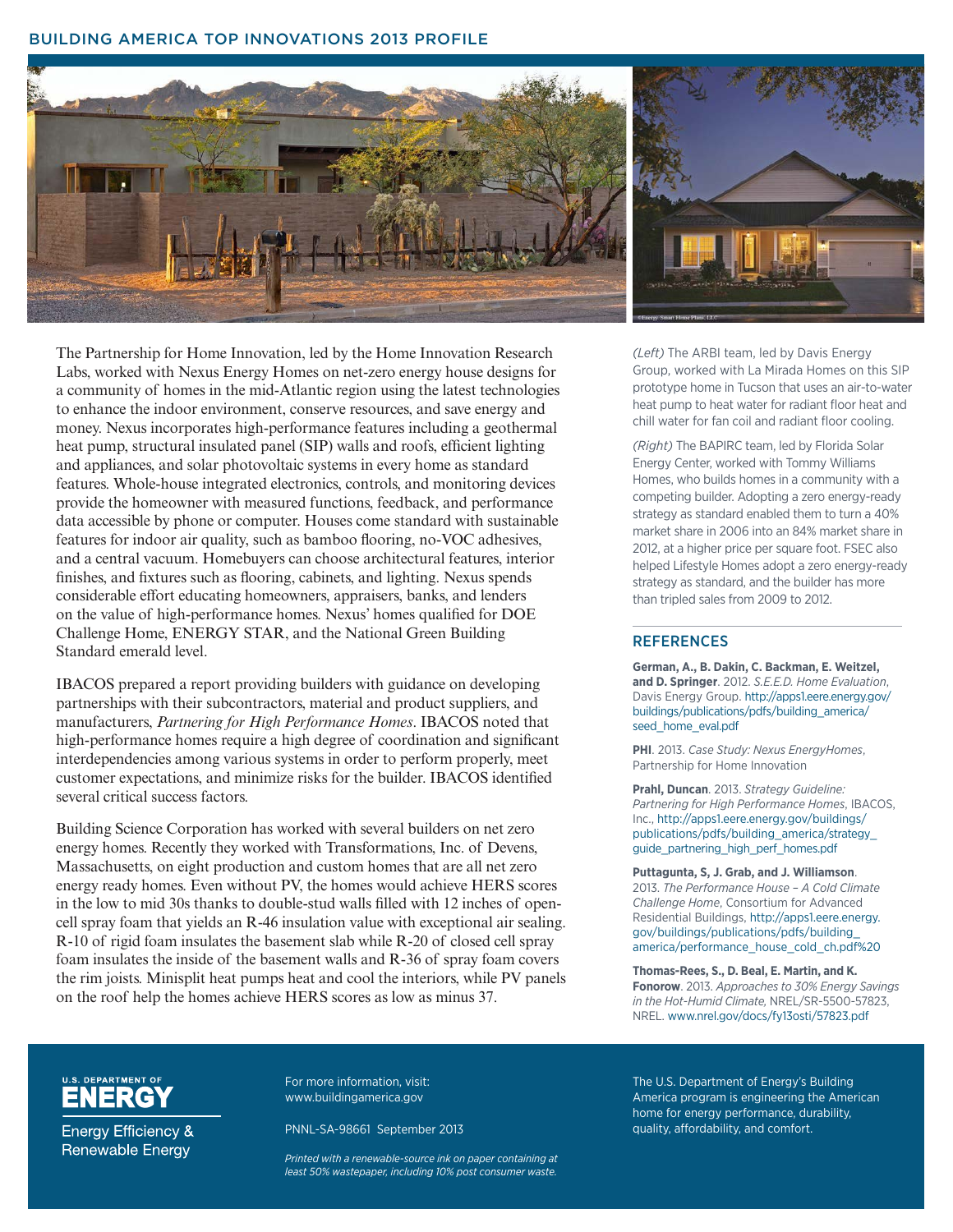The Partnership for Home Innovation, led by the Home Innovation Research Labs, worked with Nexus Energy Homes on net-zero energy house designs for a community of homes in the mid-Atlantic region using the latest technologies to enhance the indoor environment, conserve resources, and save energy and money. Nexus incorporates high-performance features including a geothermal heat pump, structural insulated panel (SIP) walls and roofs, efficient lighting and appliances, and solar photovoltaic systems in every home as standard features. Whole-house integrated electronics, controls, and monitoring devices provide the homeowner with measured functions, feedback, and performance data accessible by phone or computer. Houses come standard with sustainable features for indoor air quality, such as bamboo flooring, no-VOC adhesives, and a central vacuum. Homebuyers can choose architectural features, interior finishes, and fixtures such as flooring, cabinets, and lighting. Nexus spends considerable effort educating homeowners, appraisers, banks, and lenders on the value of high-performance homes. Nexus' homes qualified for DOE Challenge Home, ENERGY STAR, and the National Green Building Standard emerald level.

IBACOS prepared a report providing builders with guidance on developing partnerships with their subcontractors, material and product suppliers, and manufacturers, *Partnering for High Performance Homes*. IBACOS noted that high-performance homes require a high degree of coordination and significant interdependencies among various systems in order to perform properly, meet customer expectations, and minimize risks for the builder. IBACOS identified several critical success factors.

Building Science Corporation has worked with several builders on net zero energy homes. Recently they worked with Transformations, Inc. of Devens, Massachusetts, on eight production and custom homes that are all net zero energy ready homes. Even without PV, the homes would achieve HERS scores in the low to mid 30s thanks to double-stud walls filled with 12 inches of open-cell spray foam that yields an R-46 insulation value with exceptional air sealing. R-10 of rigid foam insulates the basement slab while R-20 of closed cell spray foam insulates the inside of the basement walls and R-36 of spray foam covers the rim joists. Minisplit heat pumps heat and cool the interiors, while PV panels on the roof help the homes achieve HERS scores as low as minus 37.

*(Left)* The ARBI team, led by Davis Energy Group, worked with La Mirada Homes on this SIP prototype home in Tucson that uses an air-to-water heat pump to heat water for radiant floor heat and chill water for fan coil and radiant floor cooling.

*(Right)* The BAPIRC team, led by Florida Solar Energy Center, worked with Tommy Williams Homes, who builds homes in a community with a competing builder. Adopting a zero energy-ready strategy as standard enabled them to turn a 40% market share in 2006 into an 84% market share in 2012, at a higher price per square foot. FSEC also helped Lifestyle Homes adopt a zero energy-ready strategy as standard, and the builder has more than tripled sales from 2009 to 2012.

## REFERENCES

**German, A., B. Dakin, C. Backman, E. Weitzel, and D. Springer**. 2012. *S.E.E.D. Home Evaluation*, Davis Energy Group. http://apps1.eere.energy.gov/buildings/publications/pdfs/building_america/seed_home_eval.pdf

**PHI**. 2013. *Case Study: Nexus EnergyHomes*, Partnership for Home Innovation

**Prahl, Duncan**. 2013. *Strategy Guideline: Partnering for High Performance Homes*, IBACOS, Inc., http://apps1.eere.energy.gov/buildings/publications/pdfs/building_america/strategy_guide_partnering_high_perf_homes.pdf

**Puttagunta, S, J. Grab, and J. Williamson**. 2013. *The Performance House – A Cold Climate Challenge Home*, Consortium for Advanced Residential Buildings, http://apps1.eere.energy.gov/buildings/publications/pdfs/building_america/performance_house_cold_ch.pdf%20

**Thomas-Rees, S., D. Beal, E. Martin, and K. Fonorow**. 2013. *Approaches to 30% Energy Savings in the Hot-Humid Climate*, NREL/SR-5500-57823, NREL. www.nrel.gov/docs/fy13osti/57823.pdf

U.S. DEPARTMENT OF ENERGY

Energy Efficiency & Renewable Energy

For more information, visit: www.buildingamerica.gov

PNNL-SA-98661 September 2013

*Printed with a renewable-source ink on paper containing at least 50% wastepaper, including 10% post consumer waste.*

The U.S. Department of Energy's Building America program is engineering the American home for energy performance, durability, quality, affordability, and comfort.